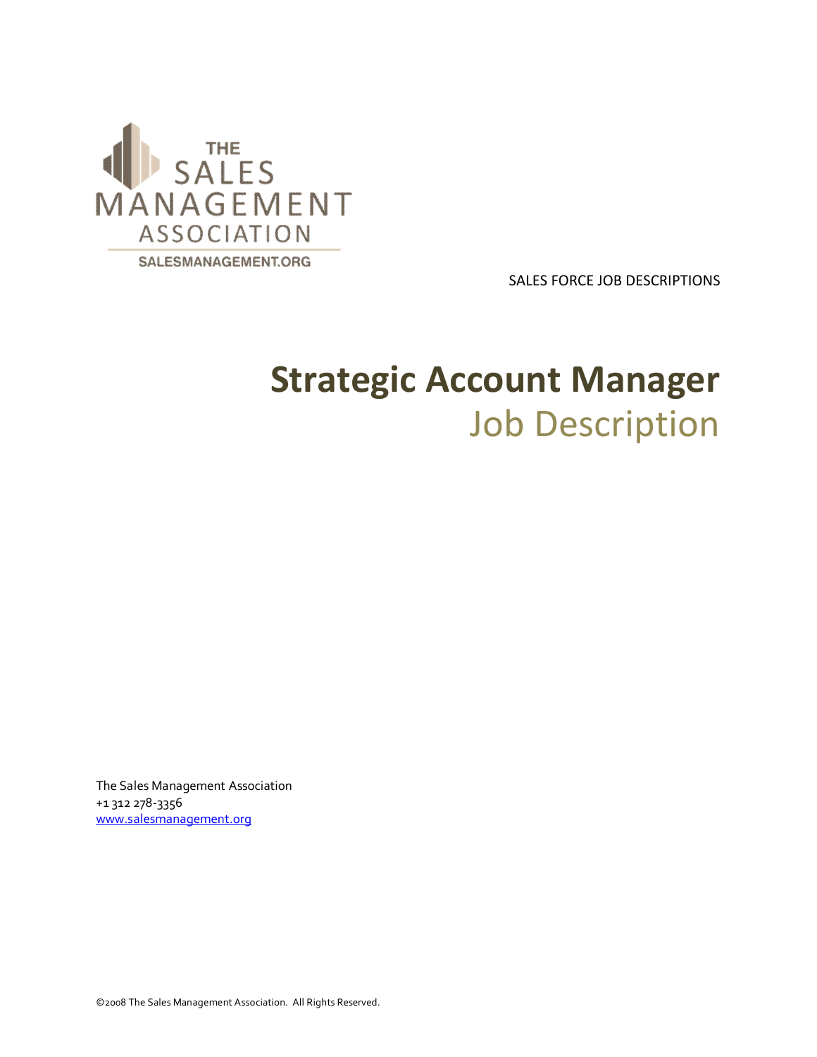THE SALES MANAGEMENT ASSOCIATION

SALESMANAGEMENT.ORG

SALES FORCE JOB DESCRIPTIONS

# Strategic Account Manager

## Job Description

The Sales Management Association
+1 312 278-3356
www.salesmanagement.org

©2008 The Sales Management Association. All Rights Reserved.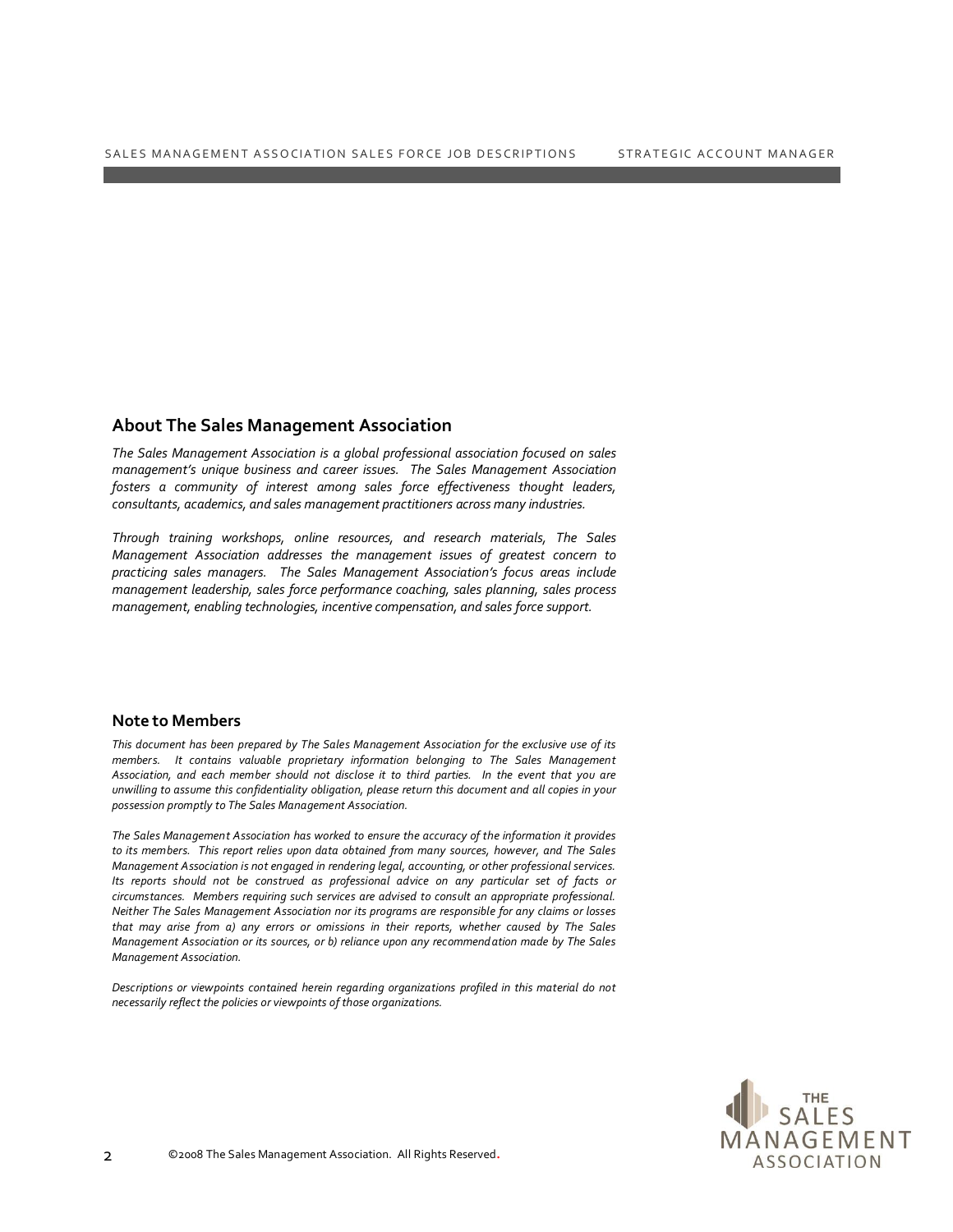## About The Sales Management Association

*The Sales Management Association is a global professional association focused on sales management's unique business and career issues. The Sales Management Association fosters a community of interest among sales force effectiveness thought leaders, consultants, academics, and sales management practitioners across many industries.*

*Through training workshops, online resources, and research materials, The Sales Management Association addresses the management issues of greatest concern to practicing sales managers. The Sales Management Association's focus areas include management leadership, sales force performance coaching, sales planning, sales process management, enabling technologies, incentive compensation, and sales force support.*

## Note to Members

*This document has been prepared by The Sales Management Association for the exclusive use of its members. It contains valuable proprietary information belonging to The Sales Management Association, and each member should not disclose it to third parties. In the event that you are unwilling to assume this confidentiality obligation, please return this document and all copies in your possession promptly to The Sales Management Association.*

*The Sales Management Association has worked to ensure the accuracy of the information it provides to its members. This report relies upon data obtained from many sources, however, and The Sales Management Association is not engaged in rendering legal, accounting, or other professional services. Its reports should not be construed as professional advice on any particular set of facts or circumstances. Members requiring such services are advised to consult an appropriate professional. Neither The Sales Management Association nor its programs are responsible for any claims or losses that may arise from a) any errors or omissions in their reports, whether caused by The Sales Management Association or its sources, or b) reliance upon any recommendation made by The Sales Management Association.*

*Descriptions or viewpoints contained herein regarding organizations profiled in this material do not necessarily reflect the policies or viewpoints of those organizations.*

©2008 The Sales Management Association. All Rights Reserved.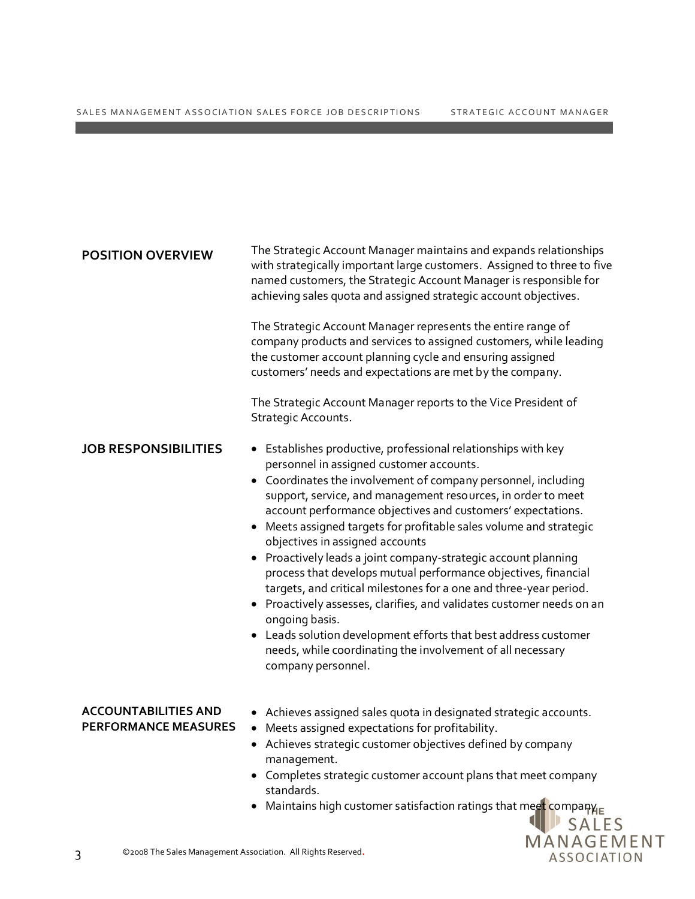## POSITION OVERVIEW

The Strategic Account Manager maintains and expands relationships with strategically important large customers. Assigned to three to five named customers, the Strategic Account Manager is responsible for achieving sales quota and assigned strategic account objectives.

The Strategic Account Manager represents the entire range of company products and services to assigned customers, while leading the customer account planning cycle and ensuring assigned customers' needs and expectations are met by the company.

The Strategic Account Manager reports to the Vice President of Strategic Accounts.

## JOB RESPONSIBILITIES

- Establishes productive, professional relationships with key personnel in assigned customer accounts.
- Coordinates the involvement of company personnel, including support, service, and management resources, in order to meet account performance objectives and customers' expectations.
- Meets assigned targets for profitable sales volume and strategic objectives in assigned accounts
- Proactively leads a joint company-strategic account planning process that develops mutual performance objectives, financial targets, and critical milestones for a one and three-year period.
- Proactively assesses, clarifies, and validates customer needs on an ongoing basis.
- Leads solution development efforts that best address customer needs, while coordinating the involvement of all necessary company personnel.

## ACCOUNTABILITIES AND PERFORMANCE MEASURES

- Achieves assigned sales quota in designated strategic accounts.
- Meets assigned expectations for profitability.
- Achieves strategic customer objectives defined by company management.
- Completes strategic customer account plans that meet company standards.
- Maintains high customer satisfaction ratings that meet company

©2008 The Sales Management Association. All Rights Reserved.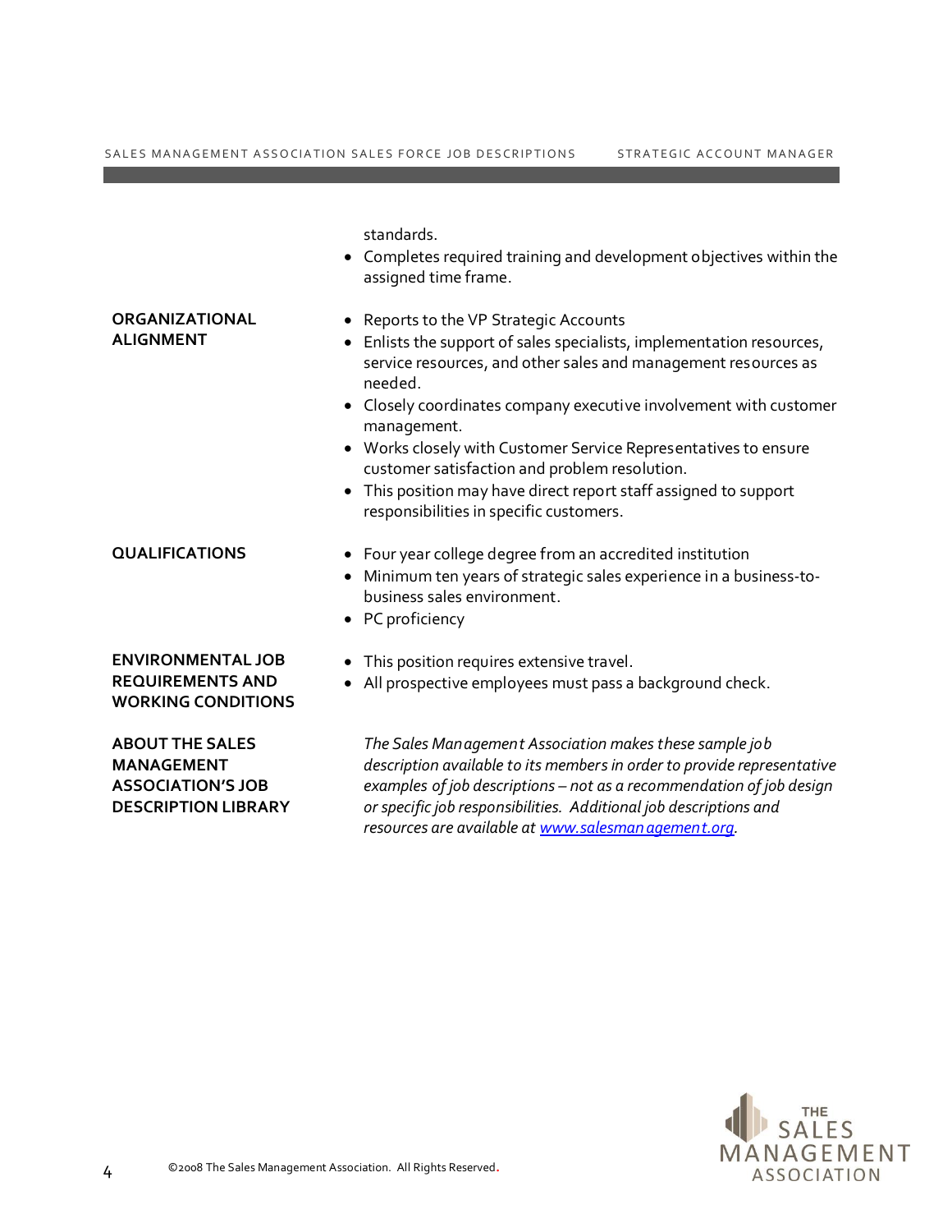standards.

- Completes required training and development objectives within the assigned time frame.

**ORGANIZATIONAL ALIGNMENT**

- Reports to the VP Strategic Accounts
- Enlists the support of sales specialists, implementation resources, service resources, and other sales and management resources as needed.
- Closely coordinates company executive involvement with customer management.
- Works closely with Customer Service Representatives to ensure customer satisfaction and problem resolution.
- This position may have direct report staff assigned to support responsibilities in specific customers.

**QUALIFICATIONS**

- Four year college degree from an accredited institution
- Minimum ten years of strategic sales experience in a business-to-business sales environment.
- PC proficiency

**ENVIRONMENTAL JOB REQUIREMENTS AND WORKING CONDITIONS**

- This position requires extensive travel.
- All prospective employees must pass a background check.

**ABOUT THE SALES MANAGEMENT ASSOCIATION'S JOB DESCRIPTION LIBRARY**

*The Sales Management Association makes these sample job description available to its members in order to provide representative examples of job descriptions – not as a recommendation of job design or specific job responsibilities. Additional job descriptions and resources are available at [www.salesmanagement.org](http://www.salesmanagement.org).*

©2008 The Sales Management Association. All Rights Reserved.